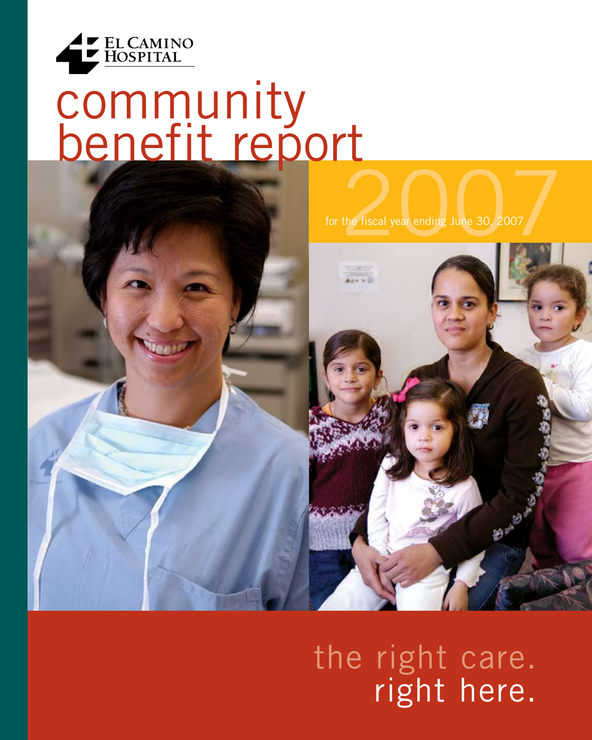El Camino Hospital

# community benefit report

# 2007

for the fiscal year ending June 30, 2007

the right care.
right here.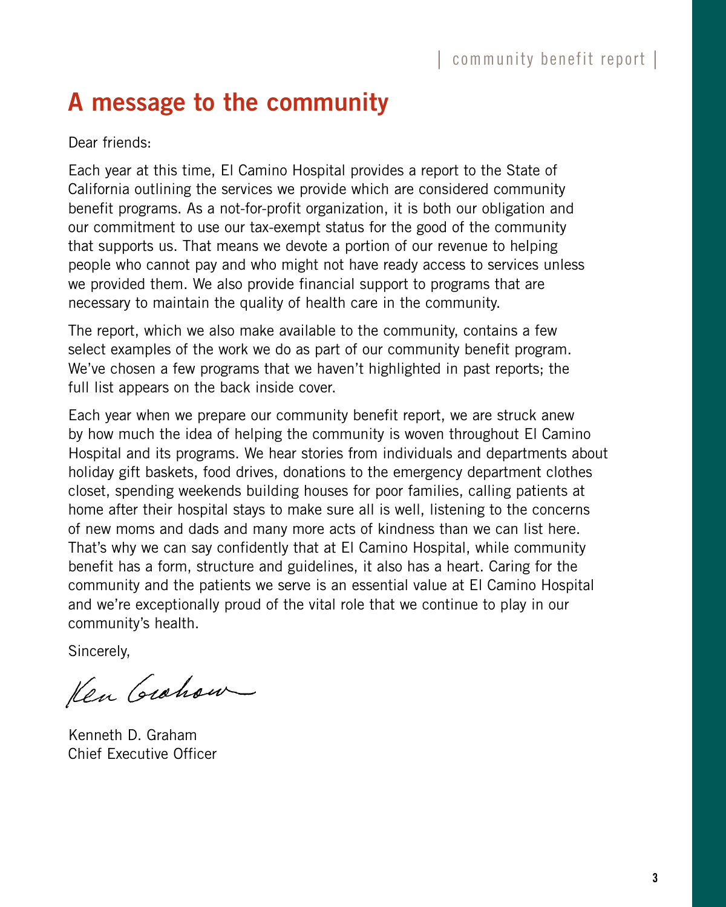# A message to the community

Dear friends:

Each year at this time, El Camino Hospital provides a report to the State of California outlining the services we provide which are considered community benefit programs. As a not-for-profit organization, it is both our obligation and our commitment to use our tax-exempt status for the good of the community that supports us. That means we devote a portion of our revenue to helping people who cannot pay and who might not have ready access to services unless we provided them. We also provide financial support to programs that are necessary to maintain the quality of health care in the community.

The report, which we also make available to the community, contains a few select examples of the work we do as part of our community benefit program. We've chosen a few programs that we haven't highlighted in past reports; the full list appears on the back inside cover.

Each year when we prepare our community benefit report, we are struck anew by how much the idea of helping the community is woven throughout El Camino Hospital and its programs. We hear stories from individuals and departments about holiday gift baskets, food drives, donations to the emergency department clothes closet, spending weekends building houses for poor families, calling patients at home after their hospital stays to make sure all is well, listening to the concerns of new moms and dads and many more acts of kindness than we can list here. That's why we can say confidently that at El Camino Hospital, while community benefit has a form, structure and guidelines, it also has a heart. Caring for the community and the patients we serve is an essential value at El Camino Hospital and we're exceptionally proud of the vital role that we continue to play in our community's health.

Sincerely,

Ken Graham

Kenneth D. Graham
Chief Executive Officer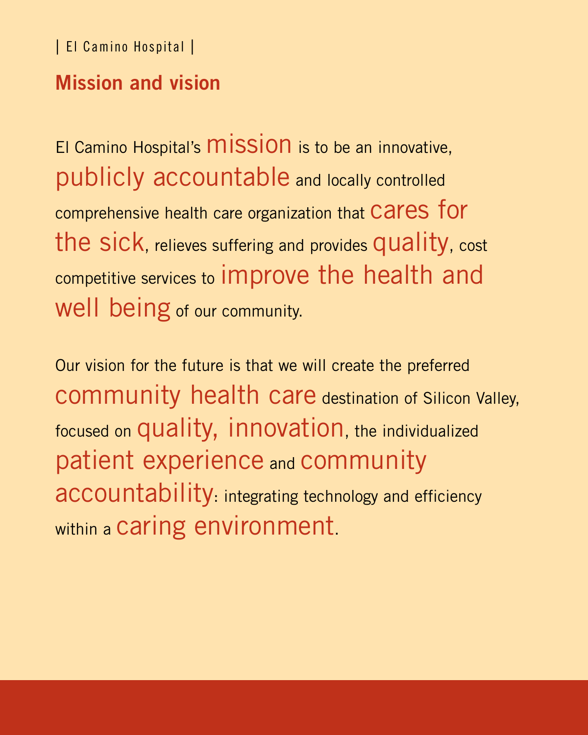## Mission and vision

El Camino Hospital's mission is to be an innovative, publicly accountable and locally controlled comprehensive health care organization that cares for the sick, relieves suffering and provides quality, cost competitive services to improve the health and well being of our community.

Our vision for the future is that we will create the preferred community health care destination of Silicon Valley, focused on quality, innovation, the individualized patient experience and community accountability: integrating technology and efficiency within a caring environment.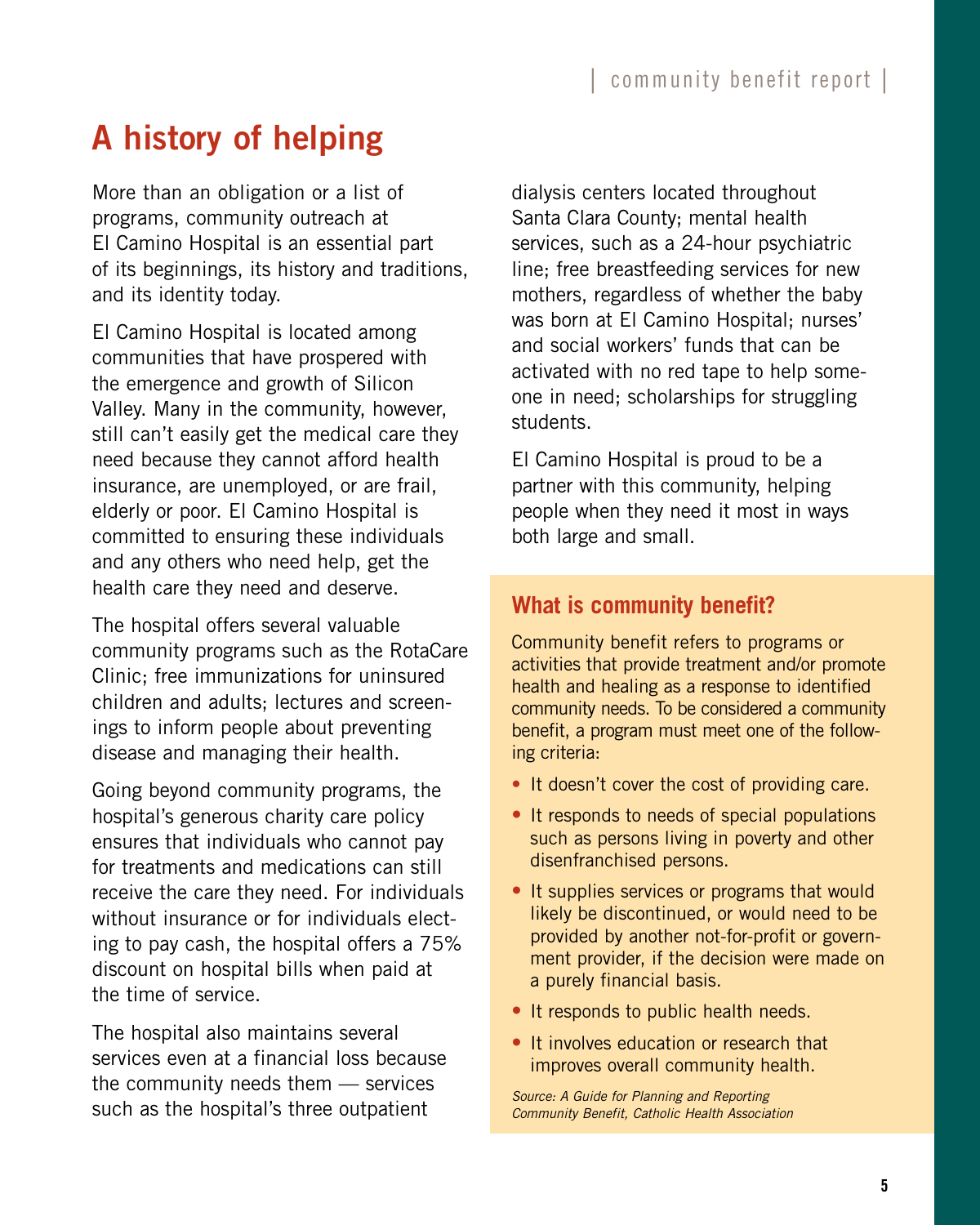# A history of helping

More than an obligation or a list of programs, community outreach at El Camino Hospital is an essential part of its beginnings, its history and traditions, and its identity today.

El Camino Hospital is located among communities that have prospered with the emergence and growth of Silicon Valley. Many in the community, however, still can't easily get the medical care they need because they cannot afford health insurance, are unemployed, or are frail, elderly or poor. El Camino Hospital is committed to ensuring these individuals and any others who need help, get the health care they need and deserve.

The hospital offers several valuable community programs such as the RotaCare Clinic; free immunizations for uninsured children and adults; lectures and screenings to inform people about preventing disease and managing their health.

Going beyond community programs, the hospital's generous charity care policy ensures that individuals who cannot pay for treatments and medications can still receive the care they need. For individuals without insurance or for individuals electing to pay cash, the hospital offers a 75% discount on hospital bills when paid at the time of service.

The hospital also maintains several services even at a financial loss because the community needs them — services such as the hospital's three outpatient dialysis centers located throughout Santa Clara County; mental health services, such as a 24-hour psychiatric line; free breastfeeding services for new mothers, regardless of whether the baby was born at El Camino Hospital; nurses' and social workers' funds that can be activated with no red tape to help someone in need; scholarships for struggling students.

El Camino Hospital is proud to be a partner with this community, helping people when they need it most in ways both large and small.

## What is community benefit?

Community benefit refers to programs or activities that provide treatment and/or promote health and healing as a response to identified community needs. To be considered a community benefit, a program must meet one of the following criteria:

- It doesn't cover the cost of providing care.
- It responds to needs of special populations such as persons living in poverty and other disenfranchised persons.
- It supplies services or programs that would likely be discontinued, or would need to be provided by another not-for-profit or government provider, if the decision were made on a purely financial basis.
- It responds to public health needs.
- It involves education or research that improves overall community health.

*Source: A Guide for Planning and Reporting Community Benefit, Catholic Health Association*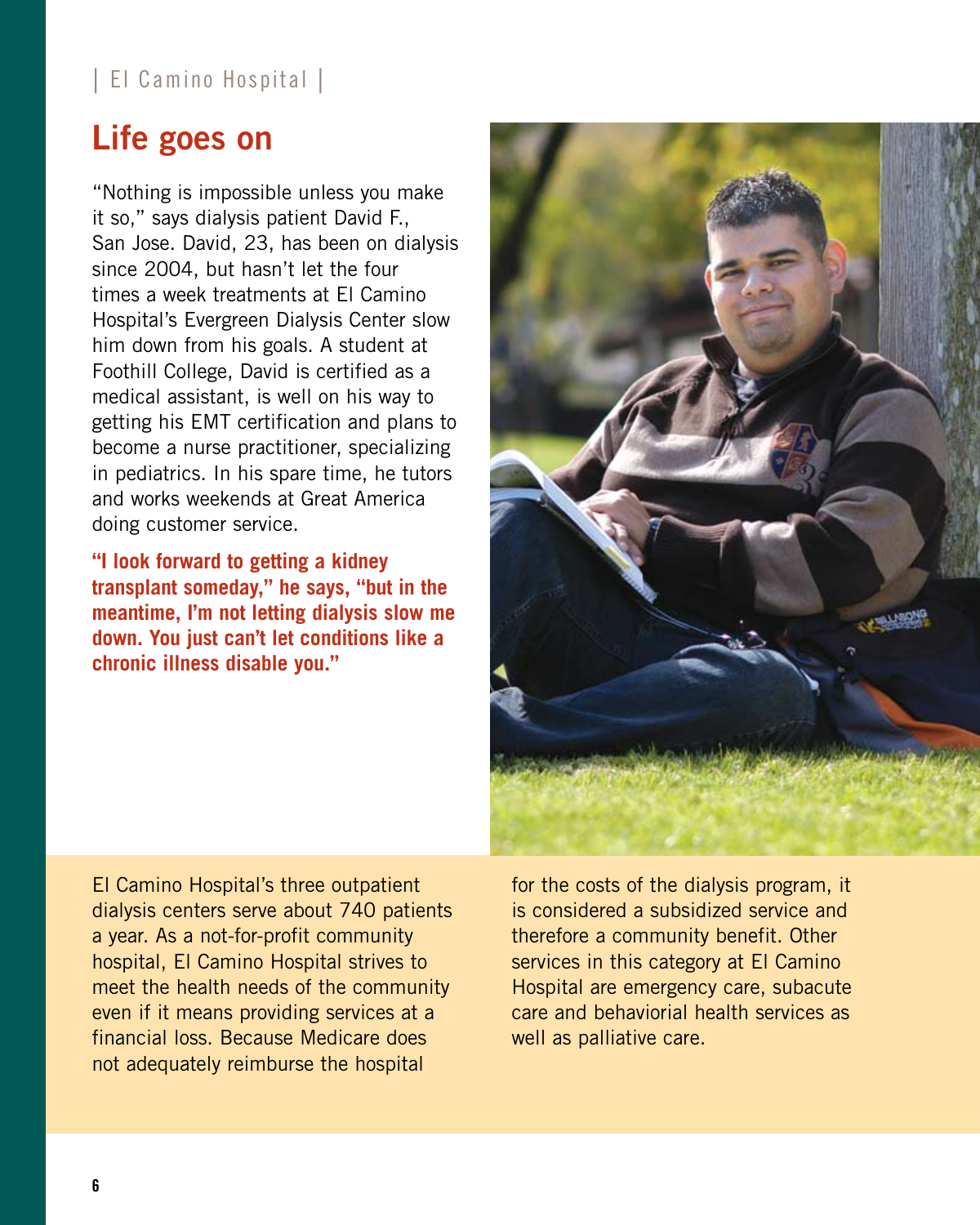## Life goes on

"Nothing is impossible unless you make it so," says dialysis patient David F., San Jose. David, 23, has been on dialysis since 2004, but hasn't let the four times a week treatments at El Camino Hospital's Evergreen Dialysis Center slow him down from his goals. A student at Foothill College, David is certified as a medical assistant, is well on his way to getting his EMT certification and plans to become a nurse practitioner, specializing in pediatrics. In his spare time, he tutors and works weekends at Great America doing customer service.

**"I look forward to getting a kidney transplant someday," he says, "but in the meantime, I'm not letting dialysis slow me down. You just can't let conditions like a chronic illness disable you."**

El Camino Hospital's three outpatient dialysis centers serve about 740 patients a year. As a not-for-profit community hospital, El Camino Hospital strives to meet the health needs of the community even if it means providing services at a financial loss. Because Medicare does not adequately reimburse the hospital for the costs of the dialysis program, it is considered a subsidized service and therefore a community benefit. Other services in this category at El Camino Hospital are emergency care, subacute care and behaviorial health services as well as palliative care.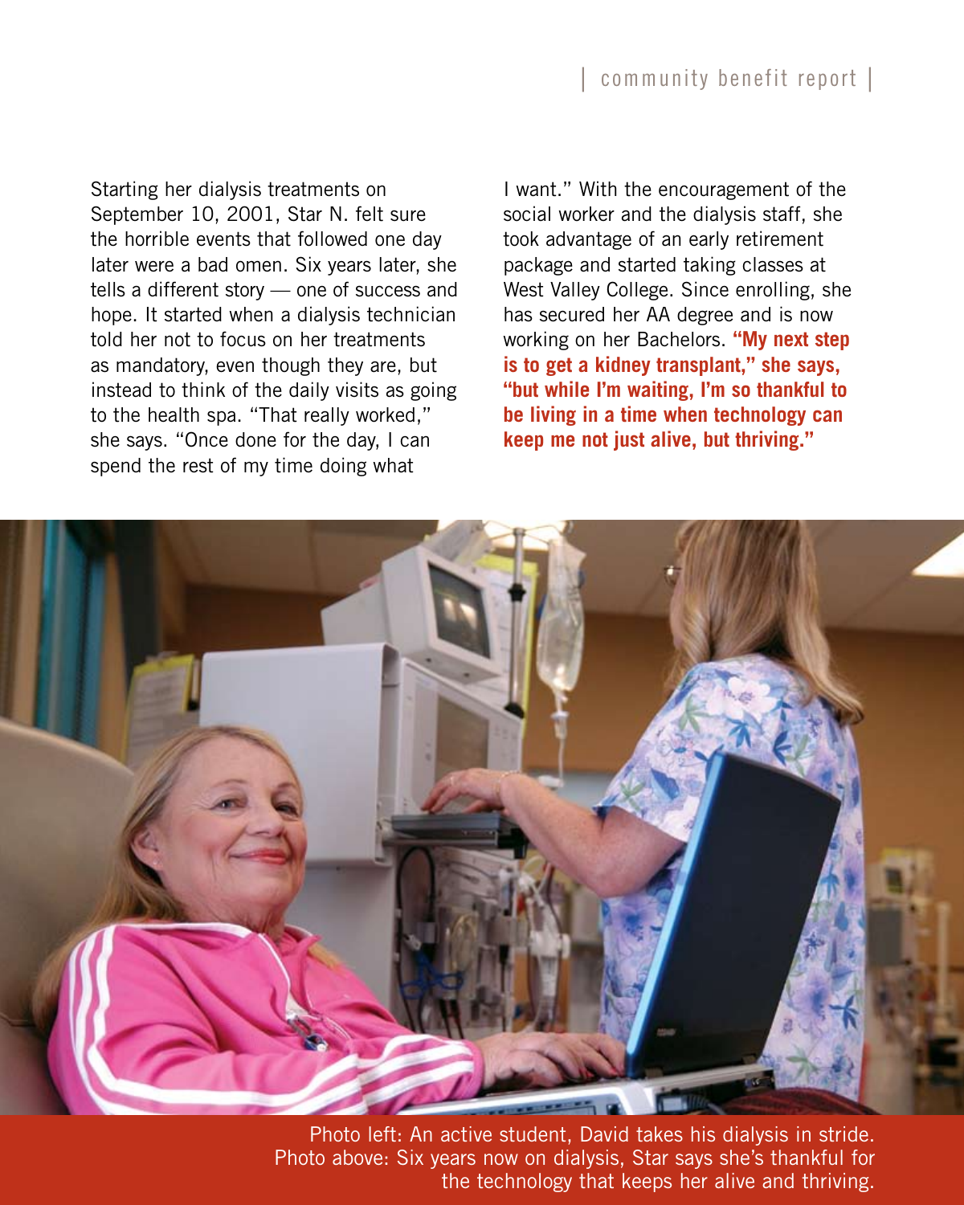Starting her dialysis treatments on September 10, 2001, Star N. felt sure the horrible events that followed one day later were a bad omen. Six years later, she tells a different story — one of success and hope. It started when a dialysis technician told her not to focus on her treatments as mandatory, even though they are, but instead to think of the daily visits as going to the health spa. "That really worked," she says. "Once done for the day, I can spend the rest of my time doing what I want." With the encouragement of the social worker and the dialysis staff, she took advantage of an early retirement package and started taking classes at West Valley College. Since enrolling, she has secured her AA degree and is now working on her Bachelors. **"My next step is to get a kidney transplant," she says, "but while I'm waiting, I'm so thankful to be living in a time when technology can keep me not just alive, but thriving."**

Photo left: An active student, David takes his dialysis in stride.
Photo above: Six years now on dialysis, Star says she's thankful for the technology that keeps her alive and thriving.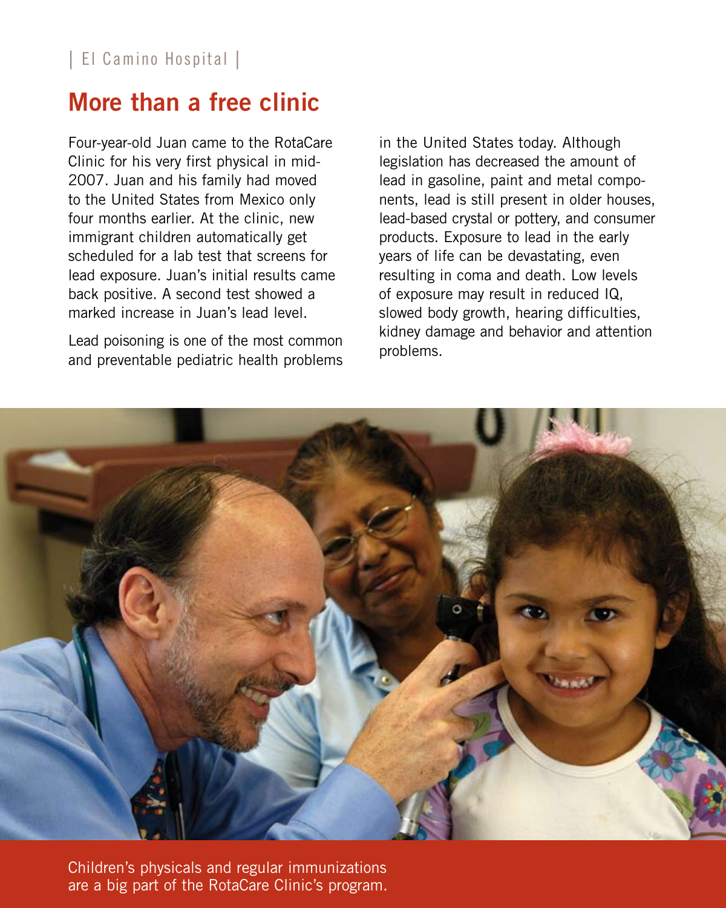# More than a free clinic

Four-year-old Juan came to the RotaCare Clinic for his very first physical in mid-2007. Juan and his family had moved to the United States from Mexico only four months earlier. At the clinic, new immigrant children automatically get scheduled for a lab test that screens for lead exposure. Juan's initial results came back positive. A second test showed a marked increase in Juan's lead level.

Lead poisoning is one of the most common and preventable pediatric health problems in the United States today. Although legislation has decreased the amount of lead in gasoline, paint and metal components, lead is still present in older houses, lead-based crystal or pottery, and consumer products. Exposure to lead in the early years of life can be devastating, even resulting in coma and death. Low levels of exposure may result in reduced IQ, slowed body growth, hearing difficulties, kidney damage and behavior and attention problems.

Children's physicals and regular immunizations are a big part of the RotaCare Clinic's program.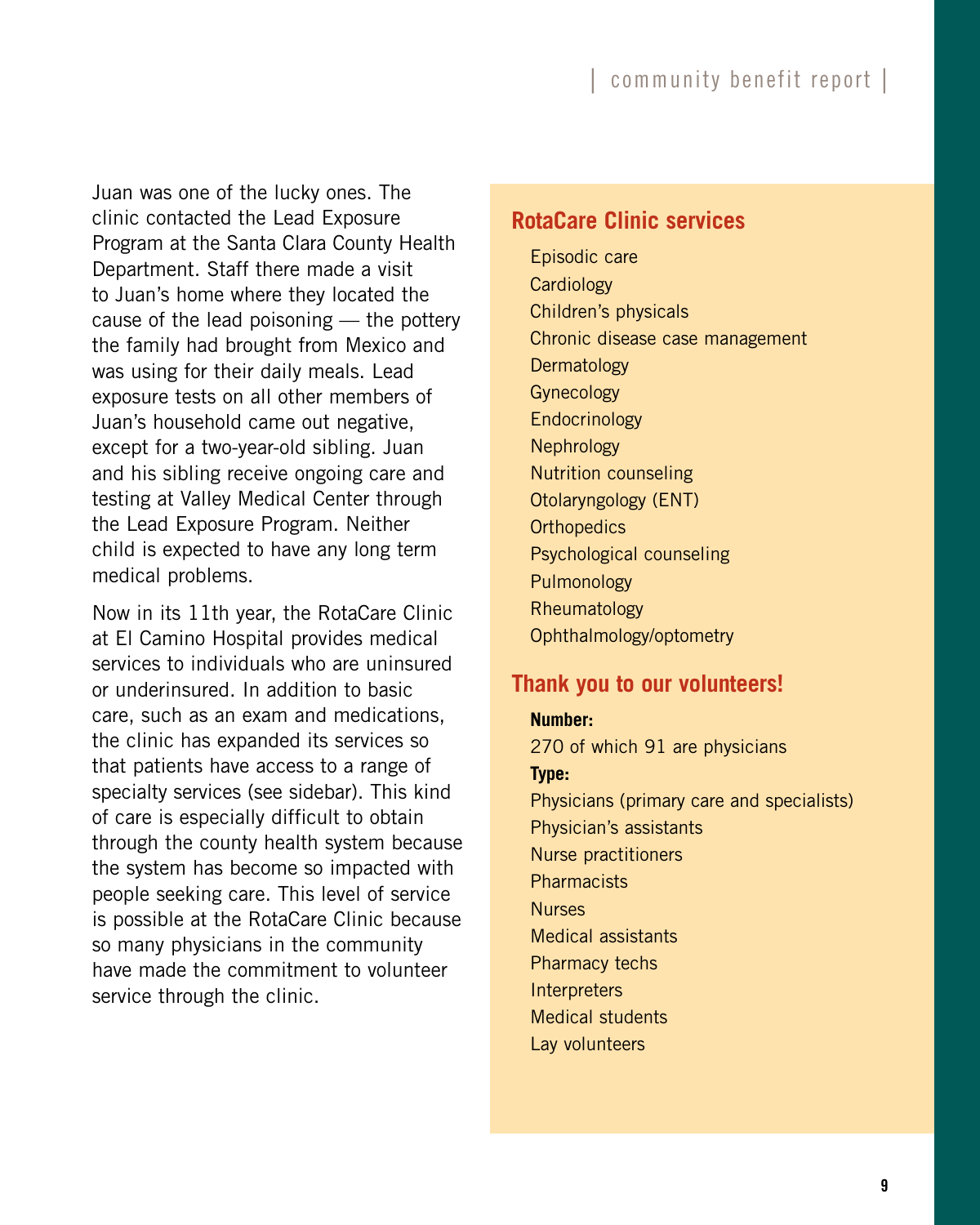Juan was one of the lucky ones. The clinic contacted the Lead Exposure Program at the Santa Clara County Health Department. Staff there made a visit to Juan's home where they located the cause of the lead poisoning — the pottery the family had brought from Mexico and was using for their daily meals. Lead exposure tests on all other members of Juan's household came out negative, except for a two-year-old sibling. Juan and his sibling receive ongoing care and testing at Valley Medical Center through the Lead Exposure Program. Neither child is expected to have any long term medical problems.

Now in its 11th year, the RotaCare Clinic at El Camino Hospital provides medical services to individuals who are uninsured or underinsured. In addition to basic care, such as an exam and medications, the clinic has expanded its services so that patients have access to a range of specialty services (see sidebar). This kind of care is especially difficult to obtain through the county health system because the system has become so impacted with people seeking care. This level of service is possible at the RotaCare Clinic because so many physicians in the community have made the commitment to volunteer service through the clinic.

## RotaCare Clinic services

- Episodic care
- Cardiology
- Children's physicals
- Chronic disease case management
- Dermatology
- Gynecology
- Endocrinology
- Nephrology
- Nutrition counseling
- Otolaryngology (ENT)
- Orthopedics
- Psychological counseling
- Pulmonology
- Rheumatology
- Ophthalmology/optometry

## Thank you to our volunteers!

**Number:**

270 of which 91 are physicians

**Type:**

- Physicians (primary care and specialists)
- Physician's assistants
- Nurse practitioners
- Pharmacists
- Nurses
- Medical assistants
- Pharmacy techs
- Interpreters
- Medical students
- Lay volunteers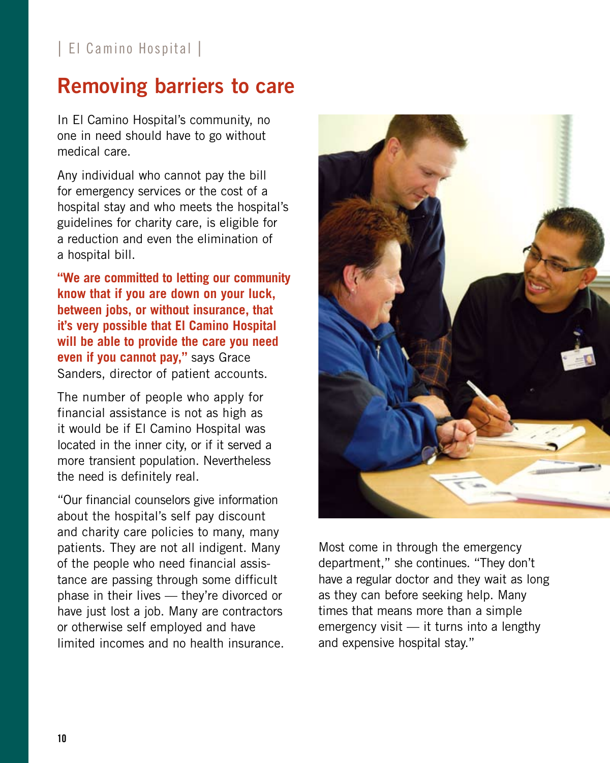# Removing barriers to care

In El Camino Hospital's community, no one in need should have to go without medical care.

Any individual who cannot pay the bill for emergency services or the cost of a hospital stay and who meets the hospital's guidelines for charity care, is eligible for a reduction and even the elimination of a hospital bill.

**"We are committed to letting our community know that if you are down on your luck, between jobs, or without insurance, that it's very possible that El Camino Hospital will be able to provide the care you need even if you cannot pay,"** says Grace Sanders, director of patient accounts.

The number of people who apply for financial assistance is not as high as it would be if El Camino Hospital was located in the inner city, or if it served a more transient population. Nevertheless the need is definitely real.

"Our financial counselors give information about the hospital's self pay discount and charity care policies to many, many patients. They are not all indigent. Many of the people who need financial assistance are passing through some difficult phase in their lives — they're divorced or have just lost a job. Many are contractors or otherwise self employed and have limited incomes and no health insurance. Most come in through the emergency department," she continues. "They don't have a regular doctor and they wait as long as they can before seeking help. Many times that means more than a simple emergency visit — it turns into a lengthy and expensive hospital stay."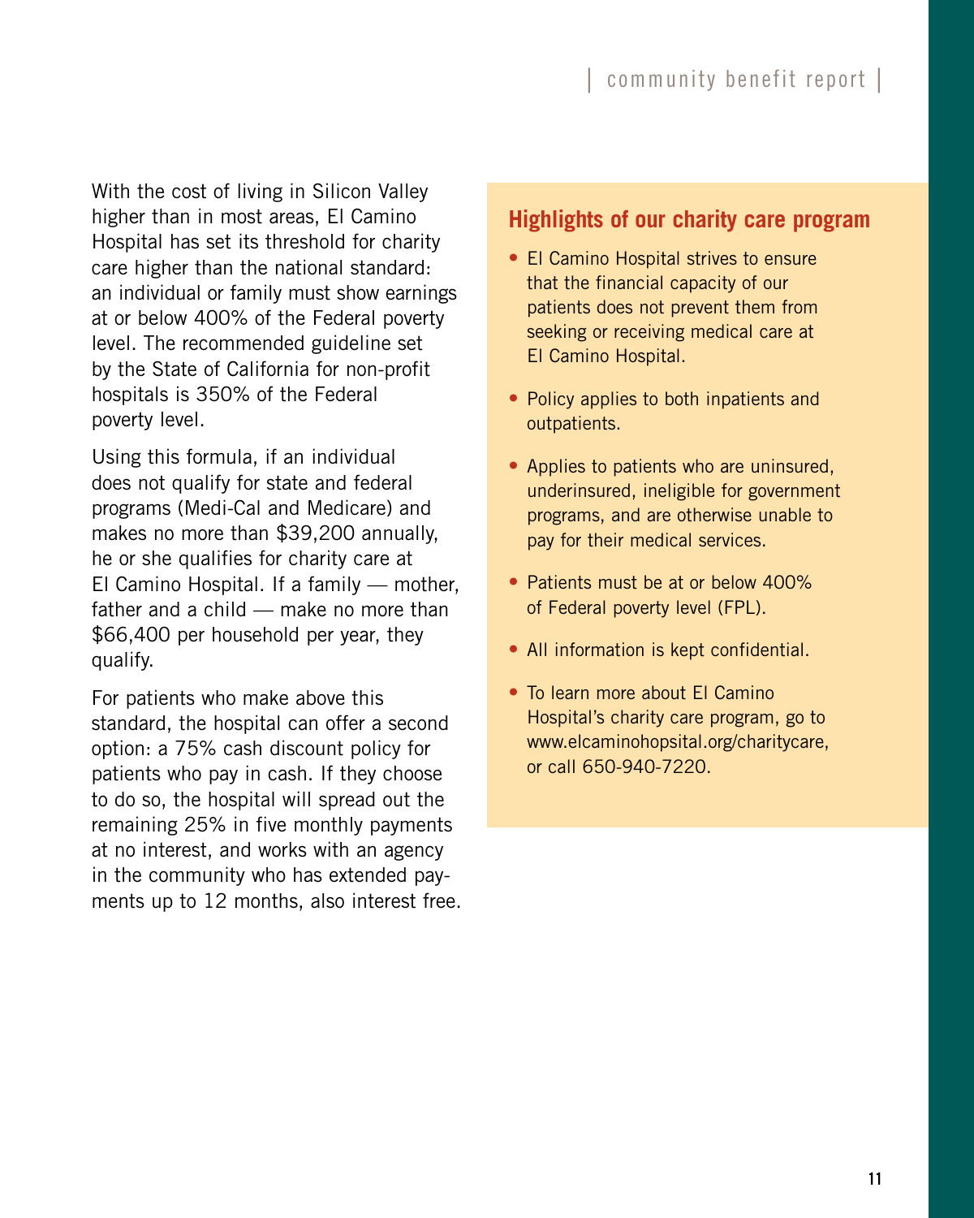With the cost of living in Silicon Valley higher than in most areas, El Camino Hospital has set its threshold for charity care higher than the national standard: an individual or family must show earnings at or below 400% of the Federal poverty level. The recommended guideline set by the State of California for non-profit hospitals is 350% of the Federal poverty level.

Using this formula, if an individual does not qualify for state and federal programs (Medi-Cal and Medicare) and makes no more than $39,200 annually, he or she qualifies for charity care at El Camino Hospital. If a family — mother, father and a child — make no more than $66,400 per household per year, they qualify.

For patients who make above this standard, the hospital can offer a second option: a 75% cash discount policy for patients who pay in cash. If they choose to do so, the hospital will spread out the remaining 25% in five monthly payments at no interest, and works with an agency in the community who has extended payments up to 12 months, also interest free.

## Highlights of our charity care program

- El Camino Hospital strives to ensure that the financial capacity of our patients does not prevent them from seeking or receiving medical care at El Camino Hospital.
- Policy applies to both inpatients and outpatients.
- Applies to patients who are uninsured, underinsured, ineligible for government programs, and are otherwise unable to pay for their medical services.
- Patients must be at or below 400% of Federal poverty level (FPL).
- All information is kept confidential.
- To learn more about El Camino Hospital's charity care program, go to www.elcaminohopsital.org/charitycare, or call 650-940-7220.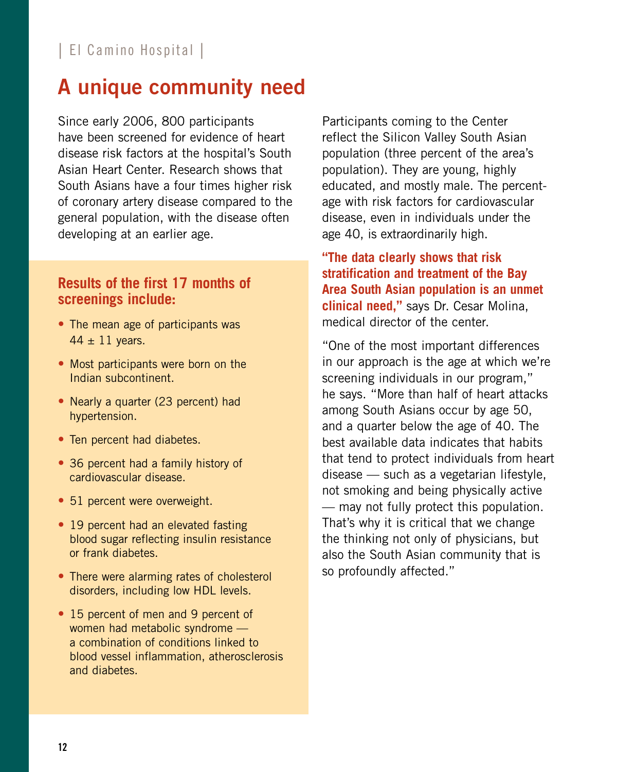# A unique community need

Since early 2006, 800 participants have been screened for evidence of heart disease risk factors at the hospital's South Asian Heart Center. Research shows that South Asians have a four times higher risk of coronary artery disease compared to the general population, with the disease often developing at an earlier age.

### Results of the first 17 months of screenings include:

- The mean age of participants was $44 \pm 11$ years.
- Most participants were born on the Indian subcontinent.
- Nearly a quarter (23 percent) had hypertension.
- Ten percent had diabetes.
- 36 percent had a family history of cardiovascular disease.
- 51 percent were overweight.
- 19 percent had an elevated fasting blood sugar reflecting insulin resistance or frank diabetes.
- There were alarming rates of cholesterol disorders, including low HDL levels.
- 15 percent of men and 9 percent of women had metabolic syndrome — a combination of conditions linked to blood vessel inflammation, atherosclerosis and diabetes.

Participants coming to the Center reflect the Silicon Valley South Asian population (three percent of the area's population). They are young, highly educated, and mostly male. The percentage with risk factors for cardiovascular disease, even in individuals under the age 40, is extraordinarily high.

**"The data clearly shows that risk stratification and treatment of the Bay Area South Asian population is an unmet clinical need,"** says Dr. Cesar Molina, medical director of the center.

"One of the most important differences in our approach is the age at which we're screening individuals in our program," he says. "More than half of heart attacks among South Asians occur by age 50, and a quarter below the age of 40. The best available data indicates that habits that tend to protect individuals from heart disease — such as a vegetarian lifestyle, not smoking and being physically active — may not fully protect this population. That's why it is critical that we change the thinking not only of physicians, but also the South Asian community that is so profoundly affected."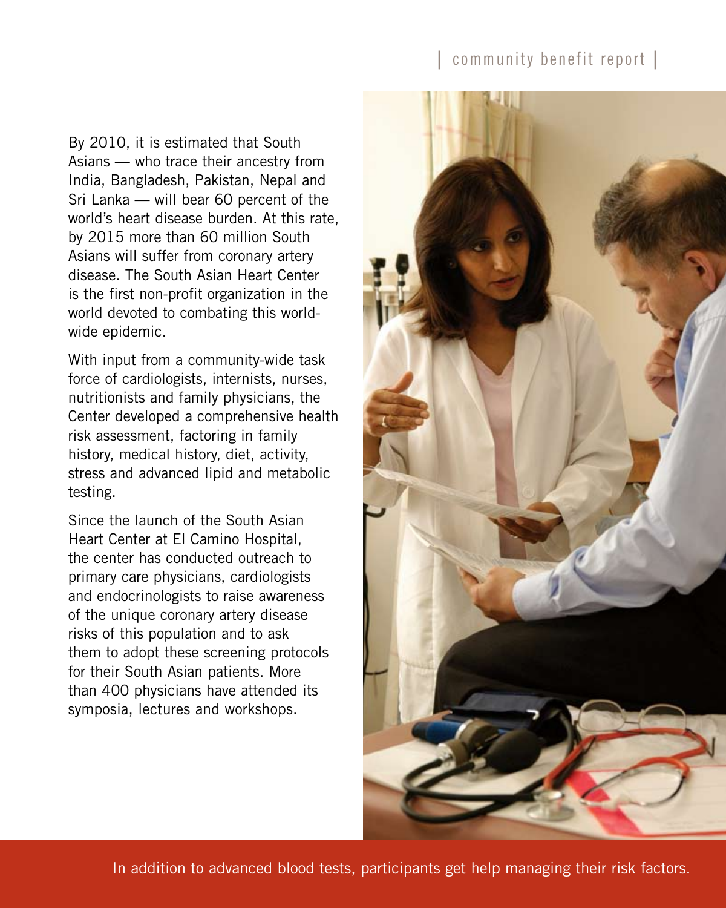By 2010, it is estimated that South Asians — who trace their ancestry from India, Bangladesh, Pakistan, Nepal and Sri Lanka — will bear 60 percent of the world's heart disease burden. At this rate, by 2015 more than 60 million South Asians will suffer from coronary artery disease. The South Asian Heart Center is the first non-profit organization in the world devoted to combating this world-wide epidemic.

With input from a community-wide task force of cardiologists, internists, nurses, nutritionists and family physicians, the Center developed a comprehensive health risk assessment, factoring in family history, medical history, diet, activity, stress and advanced lipid and metabolic testing.

Since the launch of the South Asian Heart Center at El Camino Hospital, the center has conducted outreach to primary care physicians, cardiologists and endocrinologists to raise awareness of the unique coronary artery disease risks of this population and to ask them to adopt these screening protocols for their South Asian patients. More than 400 physicians have attended its symposia, lectures and workshops.

In addition to advanced blood tests, participants get help managing their risk factors.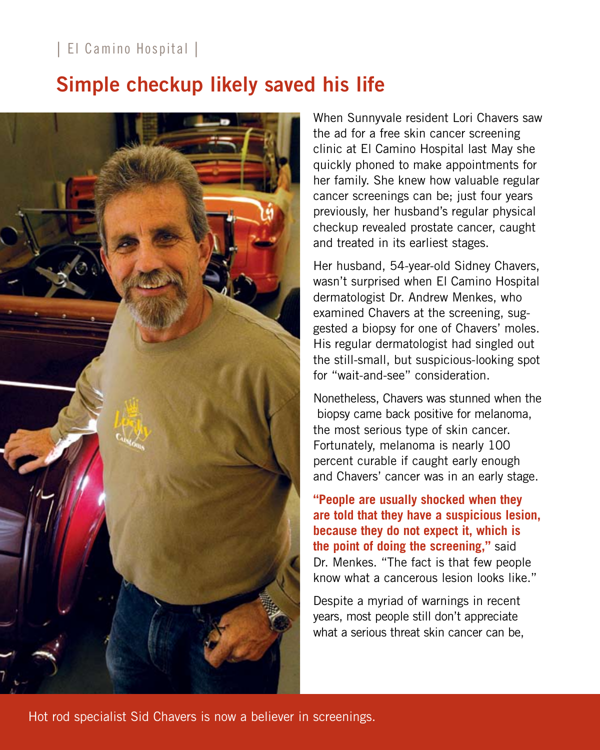## Simple checkup likely saved his life

When Sunnyvale resident Lori Chavers saw the ad for a free skin cancer screening clinic at El Camino Hospital last May she quickly phoned to make appointments for her family. She knew how valuable regular cancer screenings can be; just four years previously, her husband's regular physical checkup revealed prostate cancer, caught and treated in its earliest stages.

Her husband, 54-year-old Sidney Chavers, wasn't surprised when El Camino Hospital dermatologist Dr. Andrew Menkes, who examined Chavers at the screening, suggested a biopsy for one of Chavers' moles. His regular dermatologist had singled out the still-small, but suspicious-looking spot for "wait-and-see" consideration.

Nonetheless, Chavers was stunned when the biopsy came back positive for melanoma, the most serious type of skin cancer. Fortunately, melanoma is nearly 100 percent curable if caught early enough and Chavers' cancer was in an early stage.

**"People are usually shocked when they are told that they have a suspicious lesion, because they do not expect it, which is the point of doing the screening,"** said Dr. Menkes. "The fact is that few people know what a cancerous lesion looks like."

Despite a myriad of warnings in recent years, most people still don't appreciate what a serious threat skin cancer can be,

Hot rod specialist Sid Chavers is now a believer in screenings.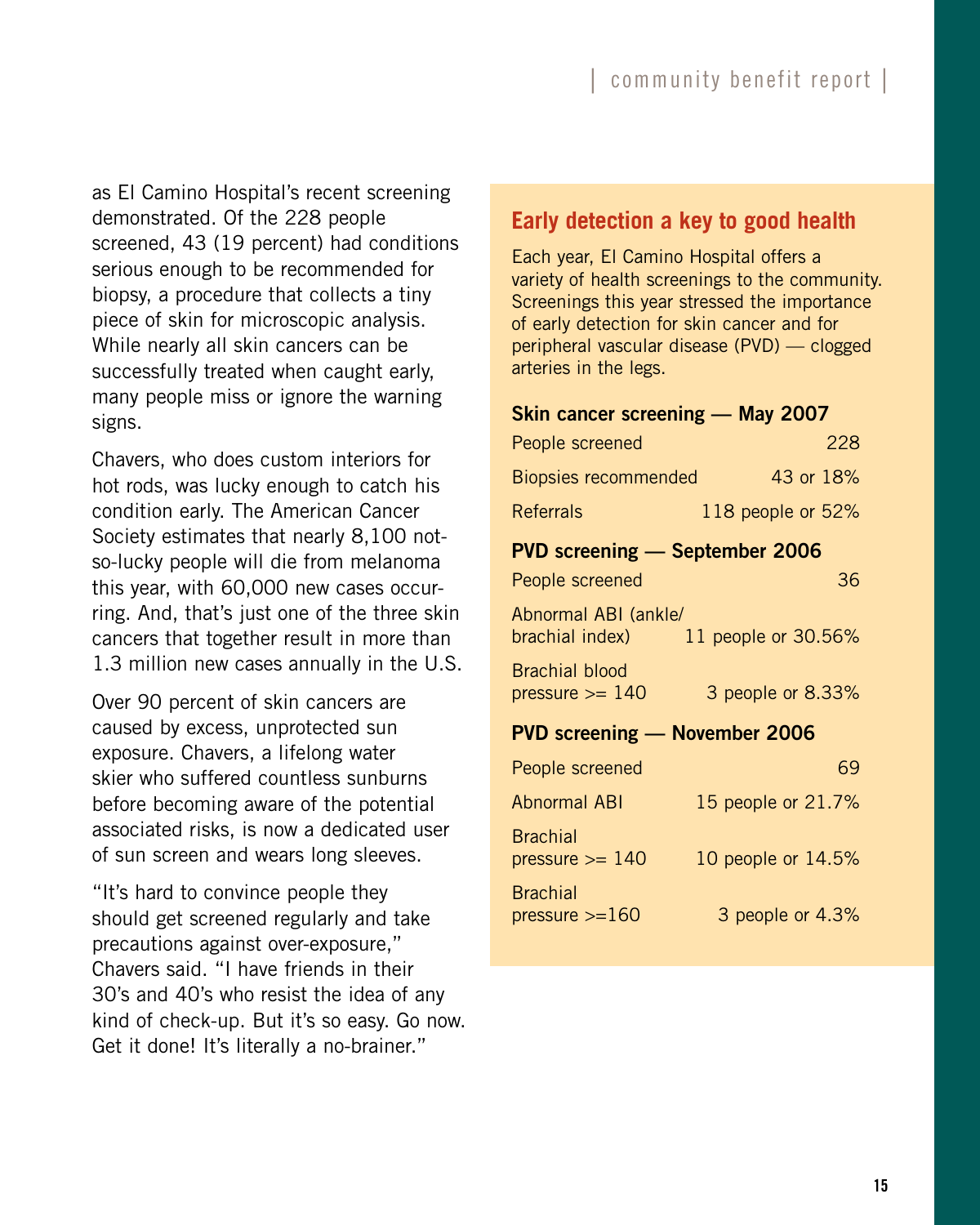as El Camino Hospital's recent screening demonstrated. Of the 228 people screened, 43 (19 percent) had conditions serious enough to be recommended for biopsy, a procedure that collects a tiny piece of skin for microscopic analysis. While nearly all skin cancers can be successfully treated when caught early, many people miss or ignore the warning signs.

Chavers, who does custom interiors for hot rods, was lucky enough to catch his condition early. The American Cancer Society estimates that nearly 8,100 not-so-lucky people will die from melanoma this year, with 60,000 new cases occurring. And, that's just one of the three skin cancers that together result in more than 1.3 million new cases annually in the U.S.

Over 90 percent of skin cancers are caused by excess, unprotected sun exposure. Chavers, a lifelong water skier who suffered countless sunburns before becoming aware of the potential associated risks, is now a dedicated user of sun screen and wears long sleeves.

"It's hard to convince people they should get screened regularly and take precautions against over-exposure," Chavers said. "I have friends in their 30's and 40's who resist the idea of any kind of check-up. But it's so easy. Go now. Get it done! It's literally a no-brainer."

## Early detection a key to good health

Each year, El Camino Hospital offers a variety of health screenings to the community. Screenings this year stressed the importance of early detection for skin cancer and for peripheral vascular disease (PVD) — clogged arteries in the legs.

**Skin cancer screening — May 2007**

| | |
|---|---|
| People screened | 228 |
| Biopsies recommended | 43 or 18% |
| Referrals | 118 people or 52% |

**PVD screening — September 2006**

| | |
|---|---|
| People screened | 36 |
| Abnormal ABI (ankle/brachial index) | 11 people or 30.56% |
| Brachial blood pressure >= 140 | 3 people or 8.33% |

**PVD screening — November 2006**

| | |
|---|---|
| People screened | 69 |
| Abnormal ABI | 15 people or 21.7% |
| Brachial pressure >= 140 | 10 people or 14.5% |
| Brachial pressure >=160 | 3 people or 4.3% |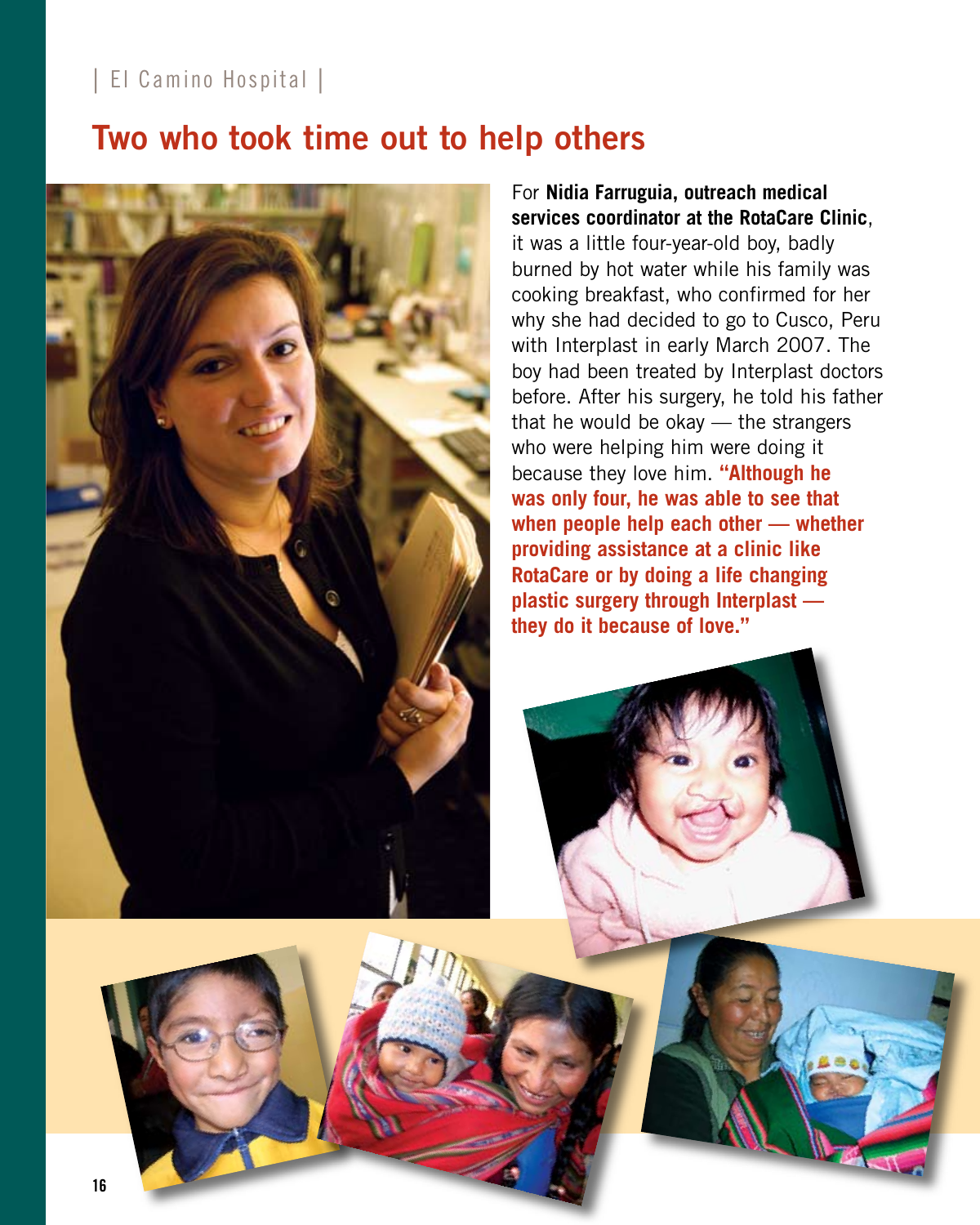## Two who took time out to help others

For **Nidia Farruguia, outreach medical services coordinator at the RotaCare Clinic**, it was a little four-year-old boy, badly burned by hot water while his family was cooking breakfast, who confirmed for her why she had decided to go to Cusco, Peru with Interplast in early March 2007. The boy had been treated by Interplast doctors before. After his surgery, he told his father that he would be okay — the strangers who were helping him were doing it because they love him. **"Although he was only four, he was able to see that when people help each other — whether providing assistance at a clinic like RotaCare or by doing a life changing plastic surgery through Interplast — they do it because of love."**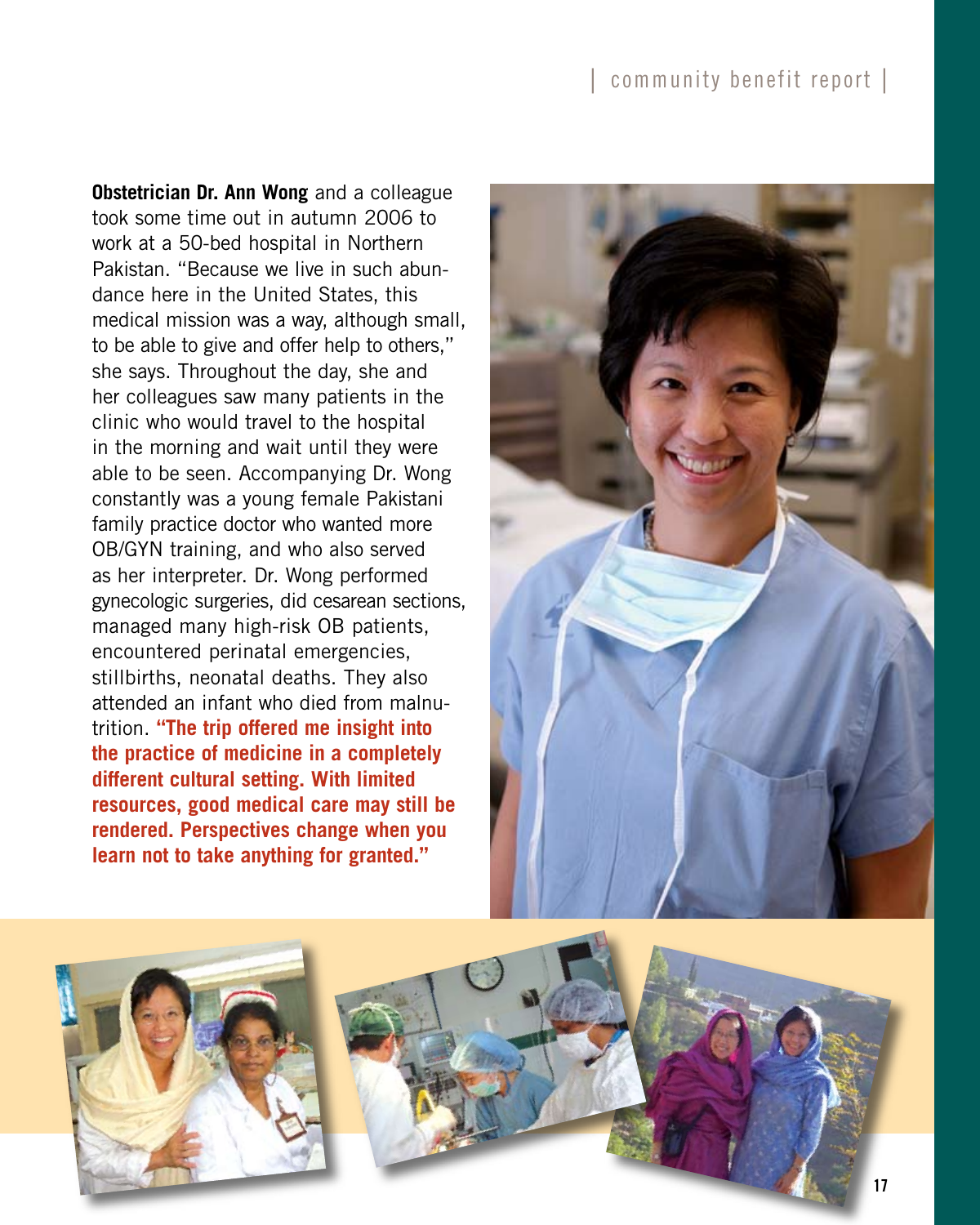**Obstetrician Dr. Ann Wong** and a colleague took some time out in autumn 2006 to work at a 50-bed hospital in Northern Pakistan. "Because we live in such abundance here in the United States, this medical mission was a way, although small, to be able to give and offer help to others," she says. Throughout the day, she and her colleagues saw many patients in the clinic who would travel to the hospital in the morning and wait until they were able to be seen. Accompanying Dr. Wong constantly was a young female Pakistani family practice doctor who wanted more OB/GYN training, and who also served as her interpreter. Dr. Wong performed gynecologic surgeries, did cesarean sections, managed many high-risk OB patients, encountered perinatal emergencies, stillbirths, neonatal deaths. They also attended an infant who died from malnutrition. **"The trip offered me insight into the practice of medicine in a completely different cultural setting. With limited resources, good medical care may still be rendered. Perspectives change when you learn not to take anything for granted."**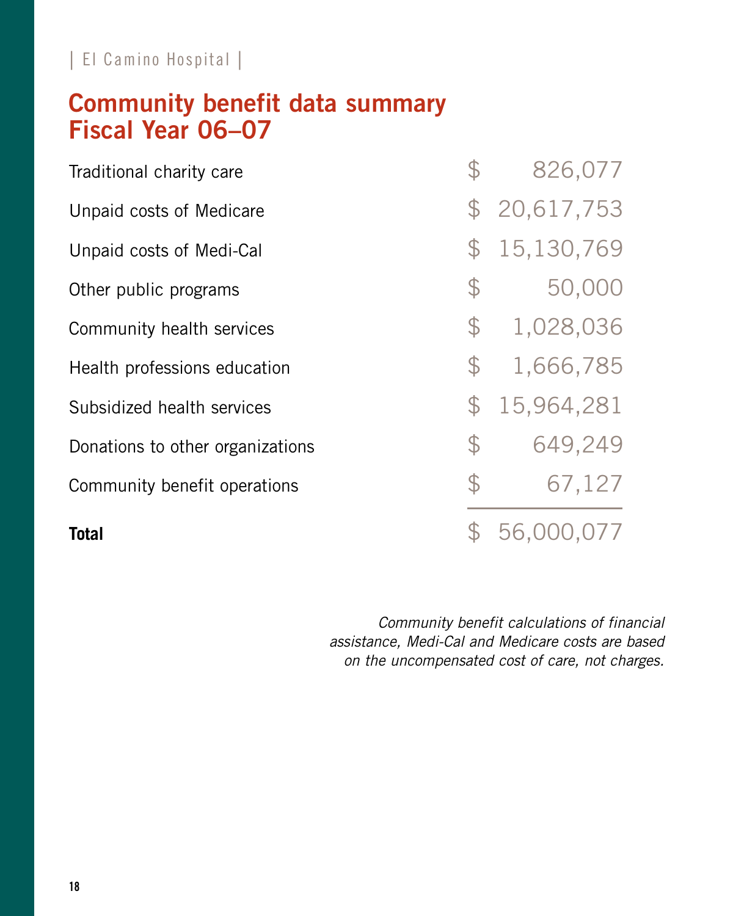# Community benefit data summary Fiscal Year 06–07

| | |
|---|---|
| Traditional charity care | $ 826,077 |
| Unpaid costs of Medicare | $ 20,617,753 |
| Unpaid costs of Medi-Cal | $ 15,130,769 |
| Other public programs | $ 50,000 |
| Community health services | $ 1,028,036 |
| Health professions education | $ 1,666,785 |
| Subsidized health services | $ 15,964,281 |
| Donations to other organizations | $ 649,249 |
| Community benefit operations | $ 67,127 |
| **Total** | $ 56,000,077 |

*Community benefit calculations of financial assistance, Medi-Cal and Medicare costs are based on the uncompensated cost of care, not charges.*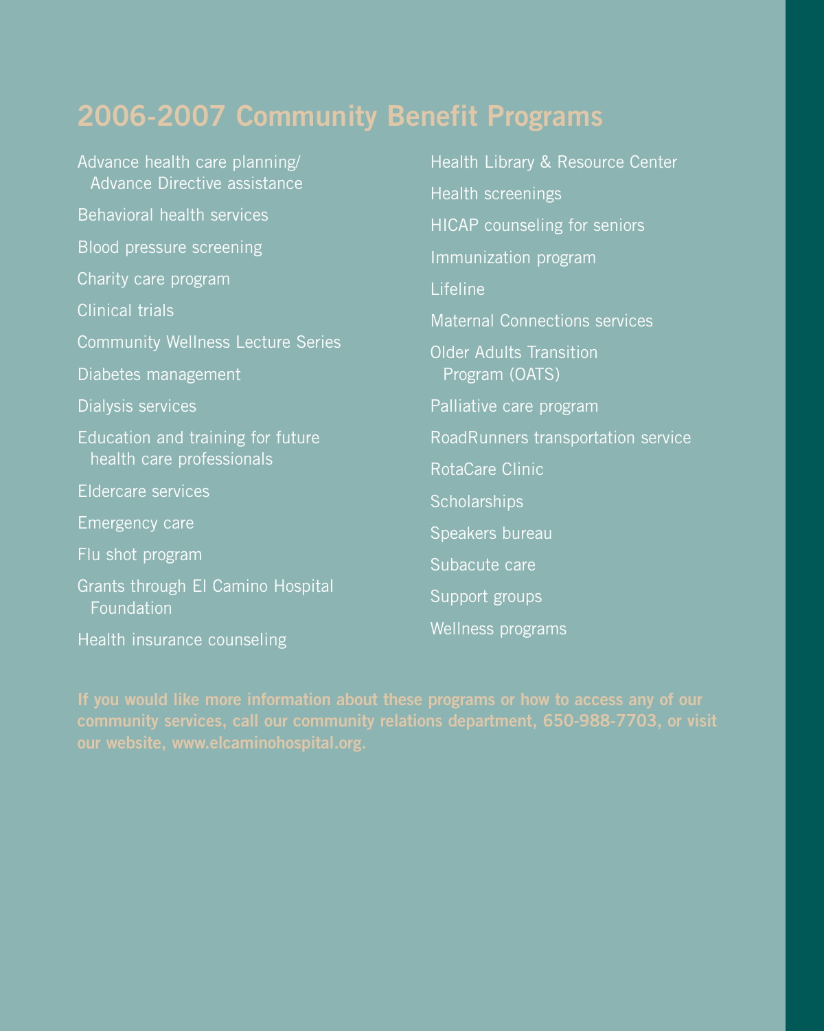## 2006-2007 Community Benefit Programs

- Advance health care planning/ Advance Directive assistance
- Behavioral health services
- Blood pressure screening
- Charity care program
- Clinical trials
- Community Wellness Lecture Series
- Diabetes management
- Dialysis services
- Education and training for future health care professionals
- Eldercare services
- Emergency care
- Flu shot program
- Grants through El Camino Hospital Foundation
- Health insurance counseling
- Health Library & Resource Center
- Health screenings
- HICAP counseling for seniors
- Immunization program
- Lifeline
- Maternal Connections services
- Older Adults Transition Program (OATS)
- Palliative care program
- RoadRunners transportation service
- RotaCare Clinic
- Scholarships
- Speakers bureau
- Subacute care
- Support groups
- Wellness programs

**If you would like more information about these programs or how to access any of our community services, call our community relations department, 650-988-7703, or visit our website, www.elcaminohospital.org.**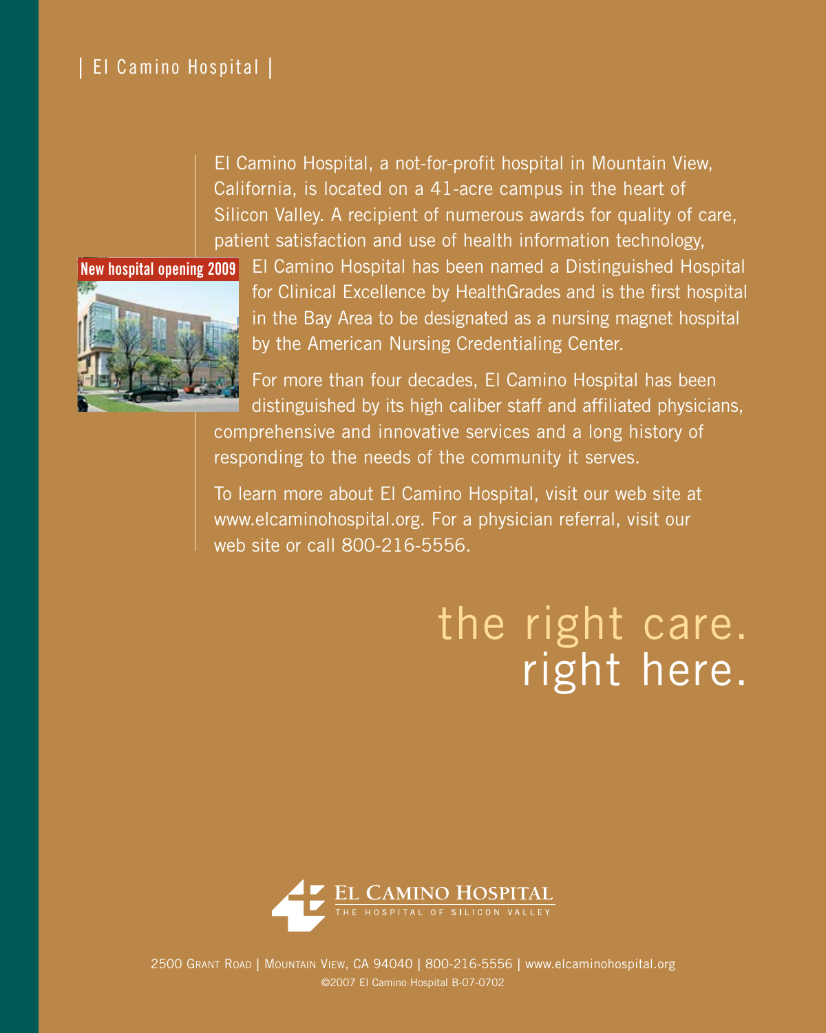| El Camino Hospital |

El Camino Hospital, a not-for-profit hospital in Mountain View, California, is located on a 41-acre campus in the heart of Silicon Valley. A recipient of numerous awards for quality of care, patient satisfaction and use of health information technology, El Camino Hospital has been named a Distinguished Hospital for Clinical Excellence by HealthGrades and is the first hospital in the Bay Area to be designated as a nursing magnet hospital by the American Nursing Credentialing Center.

**New hospital opening 2009**

For more than four decades, El Camino Hospital has been distinguished by its high caliber staff and affiliated physicians, comprehensive and innovative services and a long history of responding to the needs of the community it serves.

To learn more about El Camino Hospital, visit our web site at www.elcaminohospital.org. For a physician referral, visit our web site or call 800-216-5556.

the right care.
right here.

EL CAMINO HOSPITAL
THE HOSPITAL OF SILICON VALLEY

2500 Grant Road | Mountain View, CA 94040 | 800-216-5556 | www.elcaminohospital.org

©2007 El Camino Hospital B-07-0702